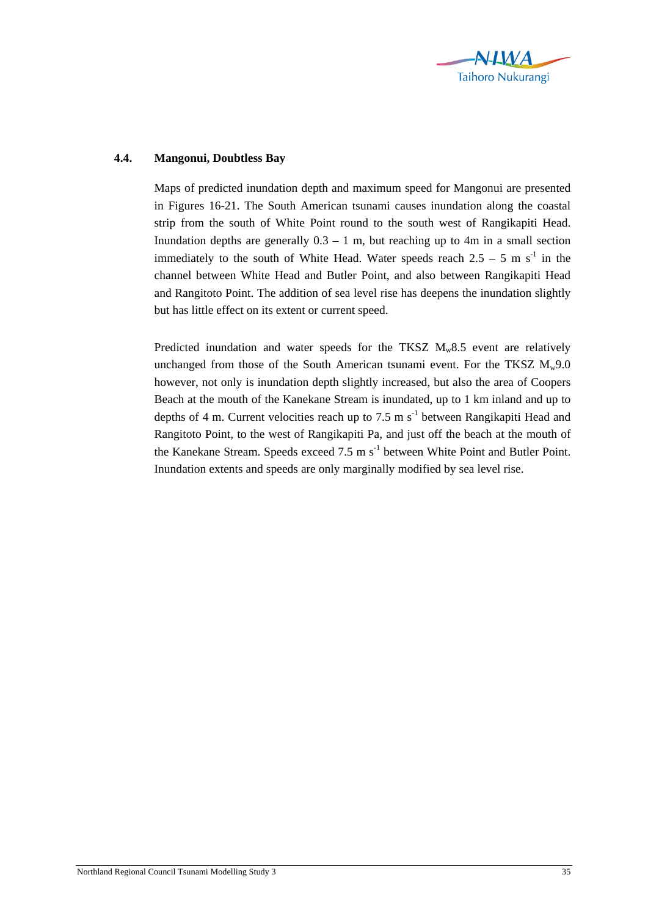### 4.4. Mangonui, Doubtless Bay

Maps of predicted inundation depth and maximum speed for Mangonui are presented in Figures 16-21. The South American tsunami causes inundation along the coastal strip from the south of White Point round to the south west of Rangikapiti Head. Inundation depths are generally 0.3 – 1 m, but reaching up to 4m in a small section immediately to the south of White Head. Water speeds reach 2.5 – 5 m $s^{-1}$ in the channel between White Head and Butler Point, and also between Rangikapiti Head and Rangitoto Point. The addition of sea level rise has deepens the inundation slightly but has little effect on its extent or current speed.

Predicted inundation and water speeds for the TKSZ $M_w$8.5 event are relatively unchanged from those of the South American tsunami event. For the TKSZ $M_w$9.0 however, not only is inundation depth slightly increased, but also the area of Coopers Beach at the mouth of the Kanekane Stream is inundated, up to 1 km inland and up to depths of 4 m. Current velocities reach up to 7.5 m $s^{-1}$ between Rangikapiti Head and Rangitoto Point, to the west of Rangikapiti Pa, and just off the beach at the mouth of the Kanekane Stream. Speeds exceed 7.5 m $s^{-1}$ between White Point and Butler Point. Inundation extents and speeds are only marginally modified by sea level rise.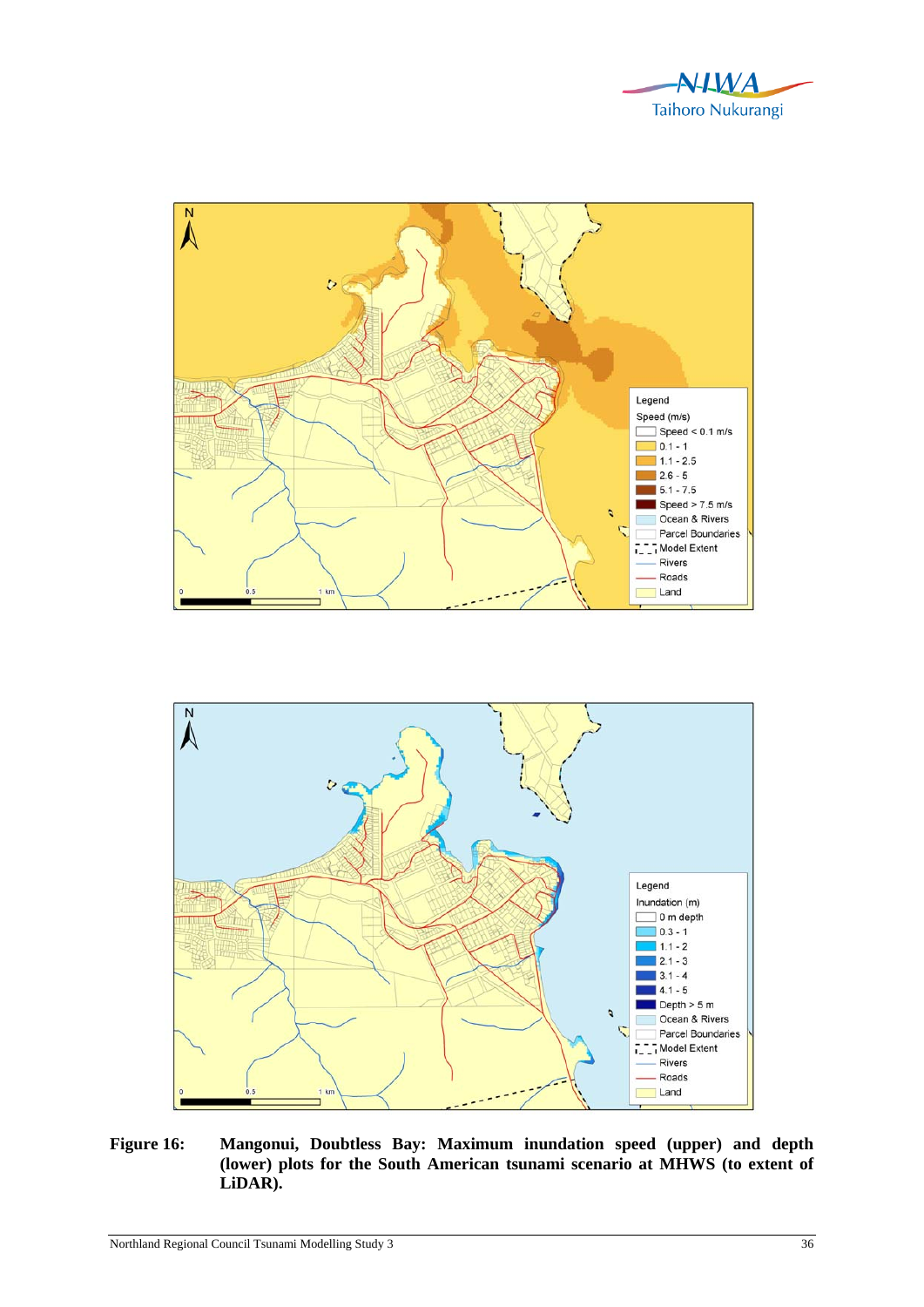**Figure 16:** **Mangonui, Doubtless Bay: Maximum inundation speed (upper) and depth (lower) plots for the South American tsunami scenario at MHWS (to extent of LiDAR).**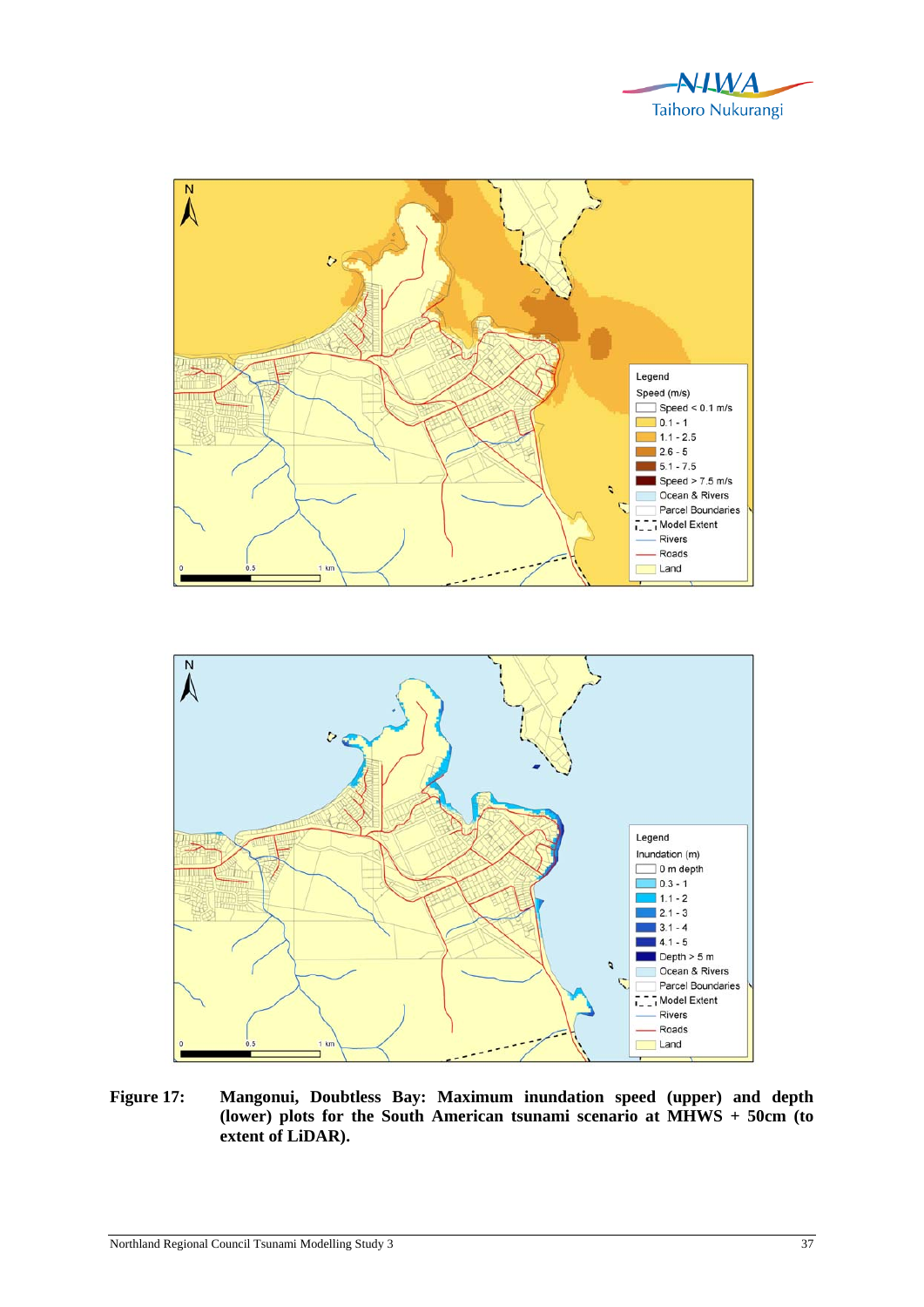**Figure 17:** **Mangonui, Doubtless Bay: Maximum inundation speed (upper) and depth (lower) plots for the South American tsunami scenario at MHWS + 50cm (to extent of LiDAR).**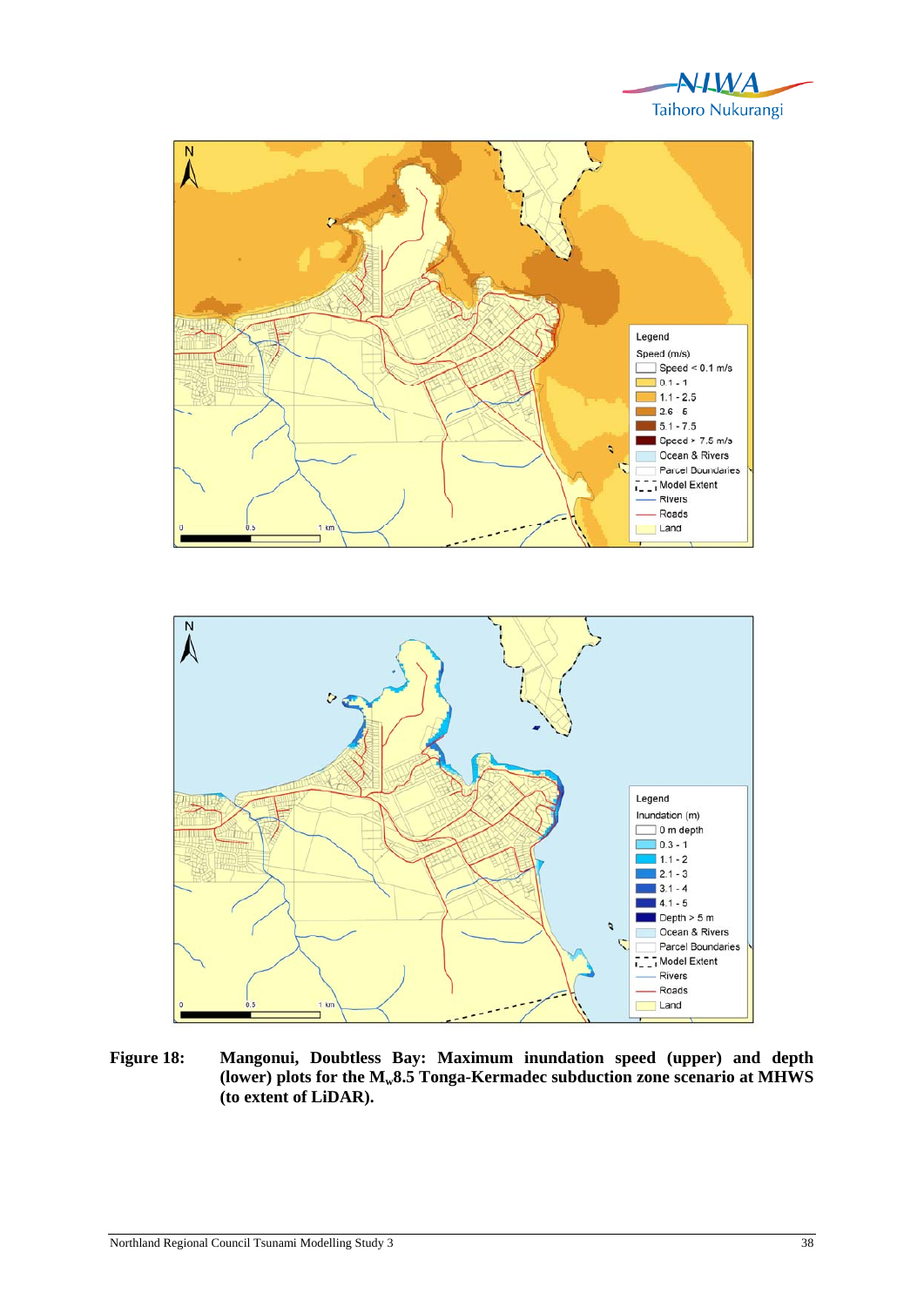**Figure 18: Mangonui, Doubtless Bay: Maximum inundation speed (upper) and depth (lower) plots for the $M_w$8.5 Tonga-Kermadec subduction zone scenario at MHWS (to extent of LiDAR).**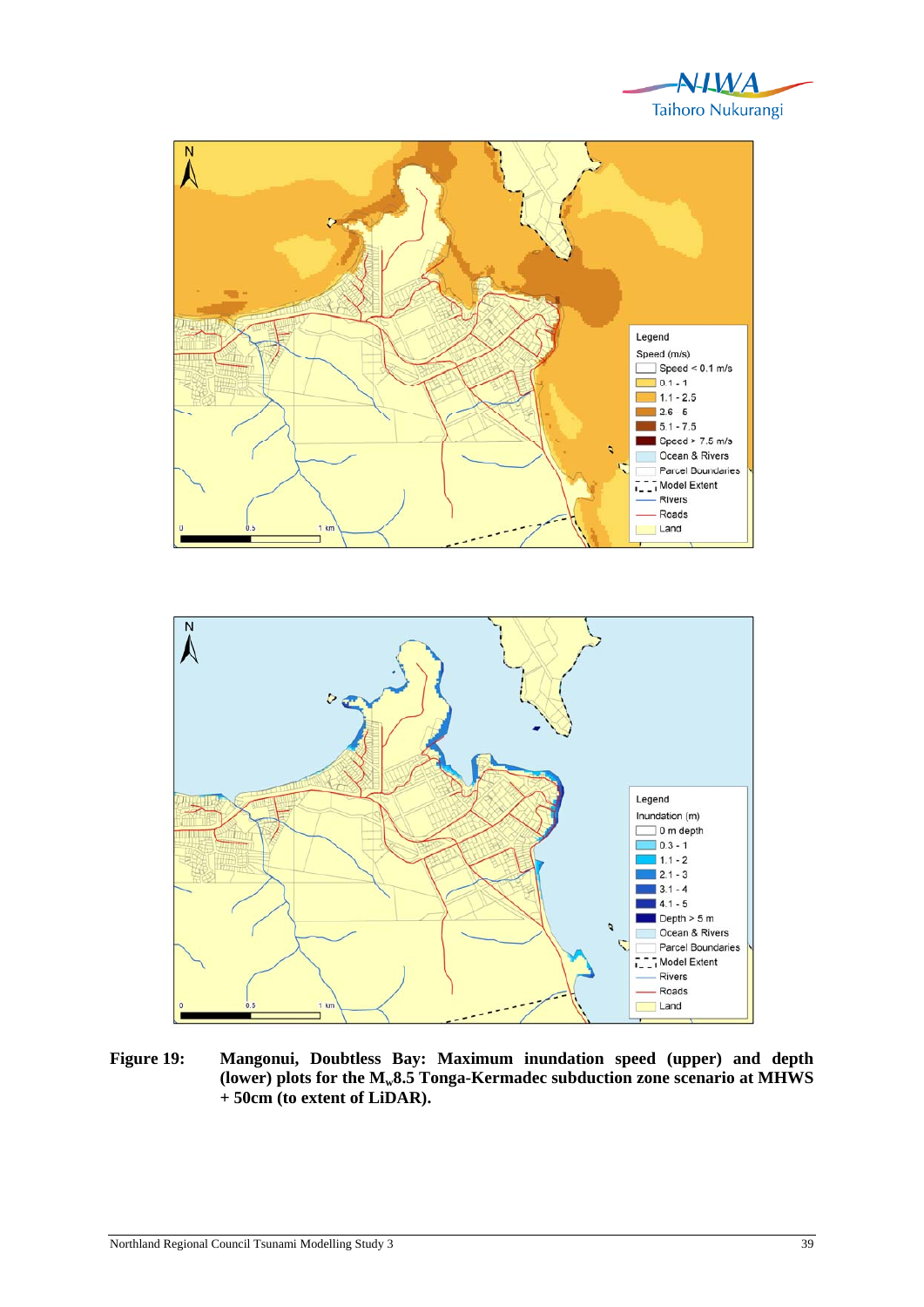**Figure 19:** **Mangonui, Doubtless Bay: Maximum inundation speed (upper) and depth (lower) plots for the $M_w$8.5 Tonga-Kermadec subduction zone scenario at MHWS + 50cm (to extent of LiDAR).**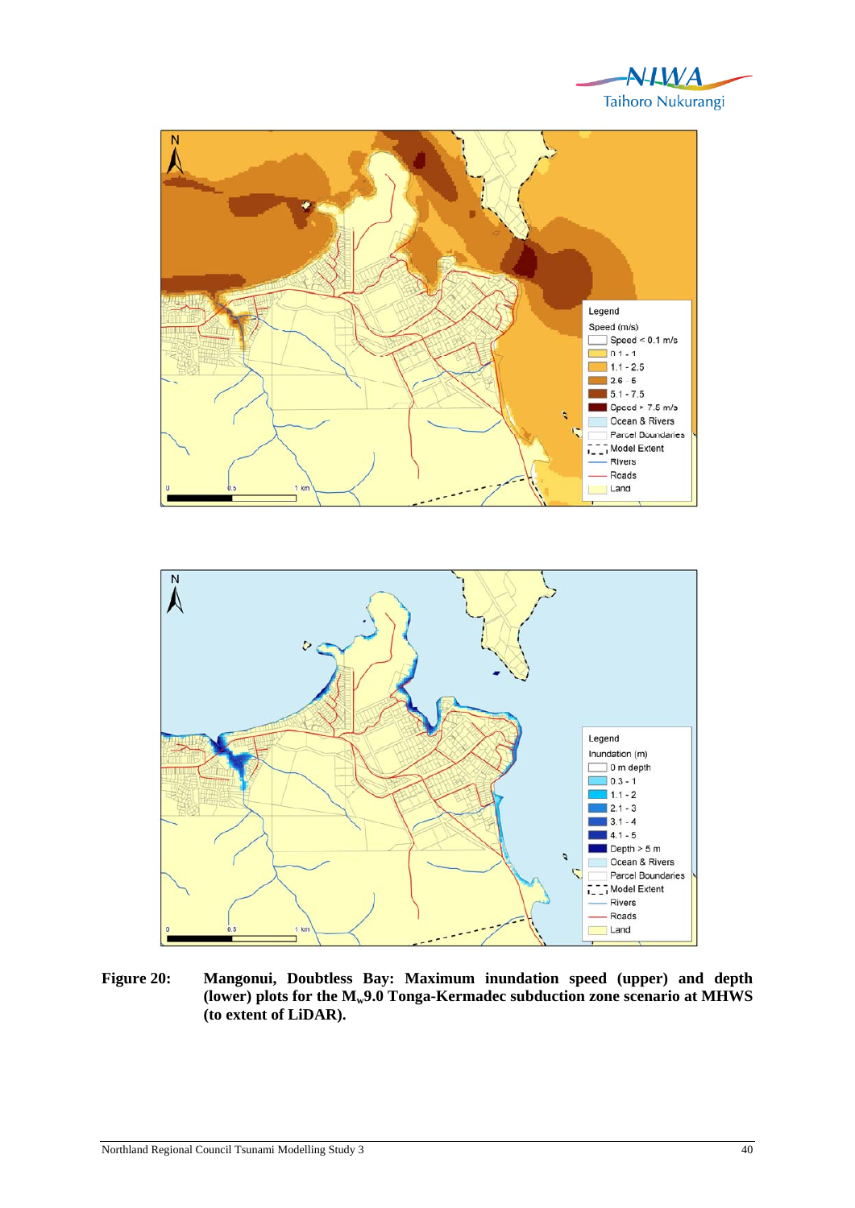**Figure 20:** **Mangonui, Doubtless Bay: Maximum inundation speed (upper) and depth (lower) plots for the $M_w$9.0 Tonga-Kermadec subduction zone scenario at MHWS (to extent of LiDAR).**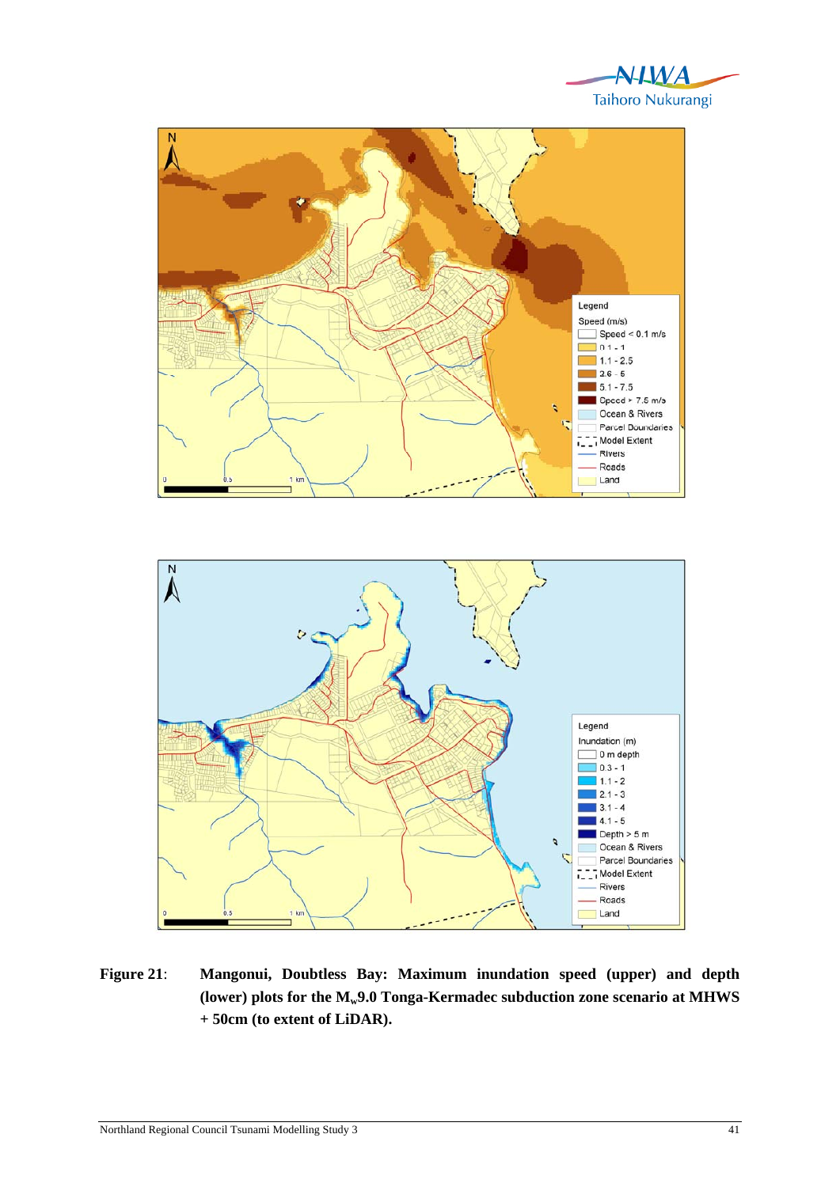N

Legend

Speed (m/s)

Speed < 0.1 m/s

0.1 - 1

1.1 - 2.5

2.6 - 5

5.1 - 7.5

Speed > 7.5 m/s

Ocean & Rivers

Parcel Boundaries

Model Extent

Rivers

Roads

Land

0 0.5 1 km

N

Legend

Inundation (m)

0 m depth

0.3 - 1

1.1 - 2

2.1 - 3

3.1 - 4

4.1 - 5

Depth > 5 m

Ocean & Rivers

Parcel Boundaries

Model Extent

Rivers

Roads

Land

0 0.5 1 km

**Figure 21**: **Mangonui, Doubtless Bay: Maximum inundation speed (upper) and depth (lower) plots for the $M_w$9.0 Tonga-Kermadec subduction zone scenario at MHWS + 50cm (to extent of LiDAR).**